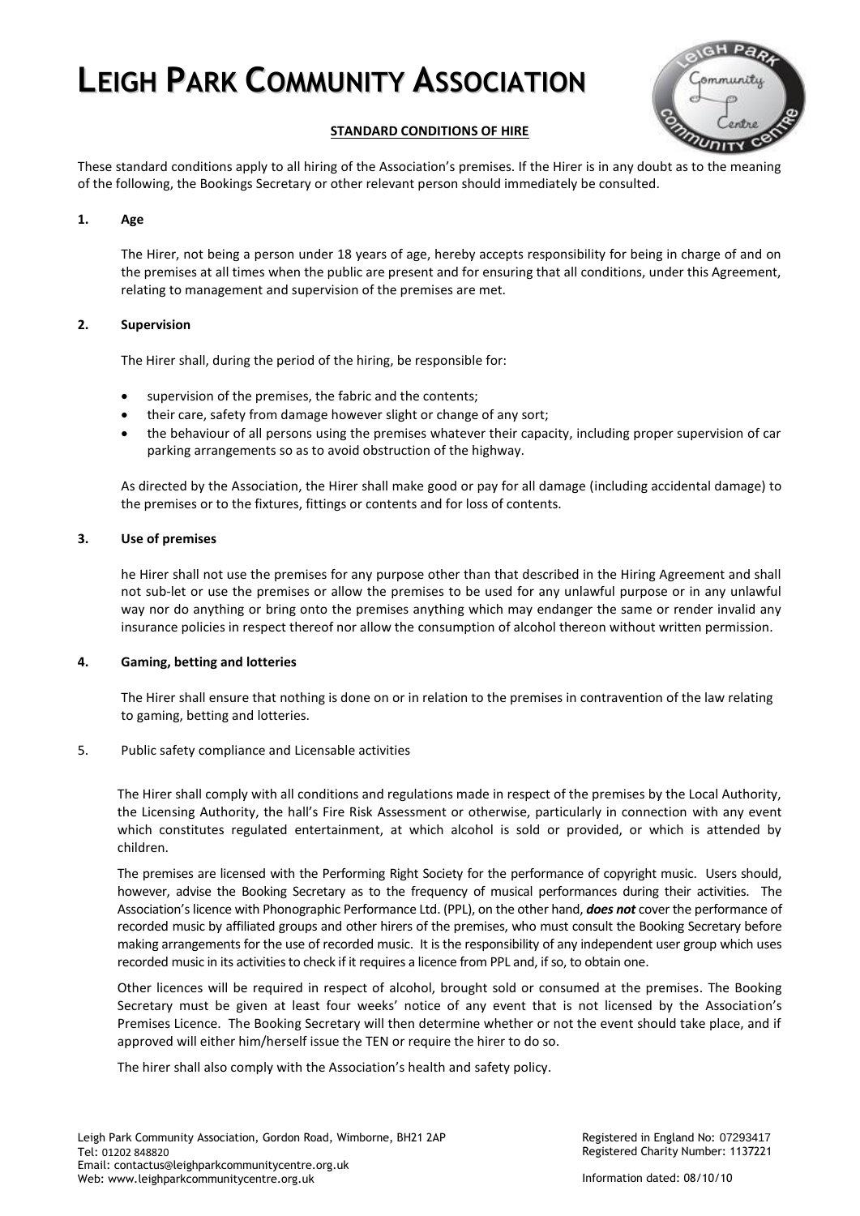# LEIGH PARK COMMUNITY ASSOCIATION

**STANDARD CONDITIONS OF HIRE**

These standard conditions apply to all hiring of the Association's premises. If the Hirer is in any doubt as to the meaning of the following, the Bookings Secretary or other relevant person should immediately be consulted.

**1. Age**

The Hirer, not being a person under 18 years of age, hereby accepts responsibility for being in charge of and on the premises at all times when the public are present and for ensuring that all conditions, under this Agreement, relating to management and supervision of the premises are met.

**2. Supervision**

The Hirer shall, during the period of the hiring, be responsible for:

- supervision of the premises, the fabric and the contents;
- their care, safety from damage however slight or change of any sort;
- the behaviour of all persons using the premises whatever their capacity, including proper supervision of car parking arrangements so as to avoid obstruction of the highway.

As directed by the Association, the Hirer shall make good or pay for all damage (including accidental damage) to the premises or to the fixtures, fittings or contents and for loss of contents.

**3. Use of premises**

he Hirer shall not use the premises for any purpose other than that described in the Hiring Agreement and shall not sub-let or use the premises or allow the premises to be used for any unlawful purpose or in any unlawful way nor do anything or bring onto the premises anything which may endanger the same or render invalid any insurance policies in respect thereof nor allow the consumption of alcohol thereon without written permission.

**4. Gaming, betting and lotteries**

The Hirer shall ensure that nothing is done on or in relation to the premises in contravention of the law relating to gaming, betting and lotteries.

5. Public safety compliance and Licensable activities

The Hirer shall comply with all conditions and regulations made in respect of the premises by the Local Authority, the Licensing Authority, the hall's Fire Risk Assessment or otherwise, particularly in connection with any event which constitutes regulated entertainment, at which alcohol is sold or provided, or which is attended by children.

The premises are licensed with the Performing Right Society for the performance of copyright music. Users should, however, advise the Booking Secretary as to the frequency of musical performances during their activities. The Association's licence with Phonographic Performance Ltd. (PPL), on the other hand, ***does not*** cover the performance of recorded music by affiliated groups and other hirers of the premises, who must consult the Booking Secretary before making arrangements for the use of recorded music. It is the responsibility of any independent user group which uses recorded music in its activities to check if it requires a licence from PPL and, if so, to obtain one.

Other licences will be required in respect of alcohol, brought sold or consumed at the premises. The Booking Secretary must be given at least four weeks' notice of any event that is not licensed by the Association's Premises Licence. The Booking Secretary will then determine whether or not the event should take place, and if approved will either him/herself issue the TEN or require the hirer to do so.

The hirer shall also comply with the Association's health and safety policy.

Leigh Park Community Association, Gordon Road, Wimborne, BH21 2AP
Tel: 01202 848820
Email: contactus@leighparkcommunitycentre.org.uk
Web: www.leighparkcommunitycentre.org.uk

Registered in England No: 07293417
Registered Charity Number: 1137221

Information dated: 08/10/10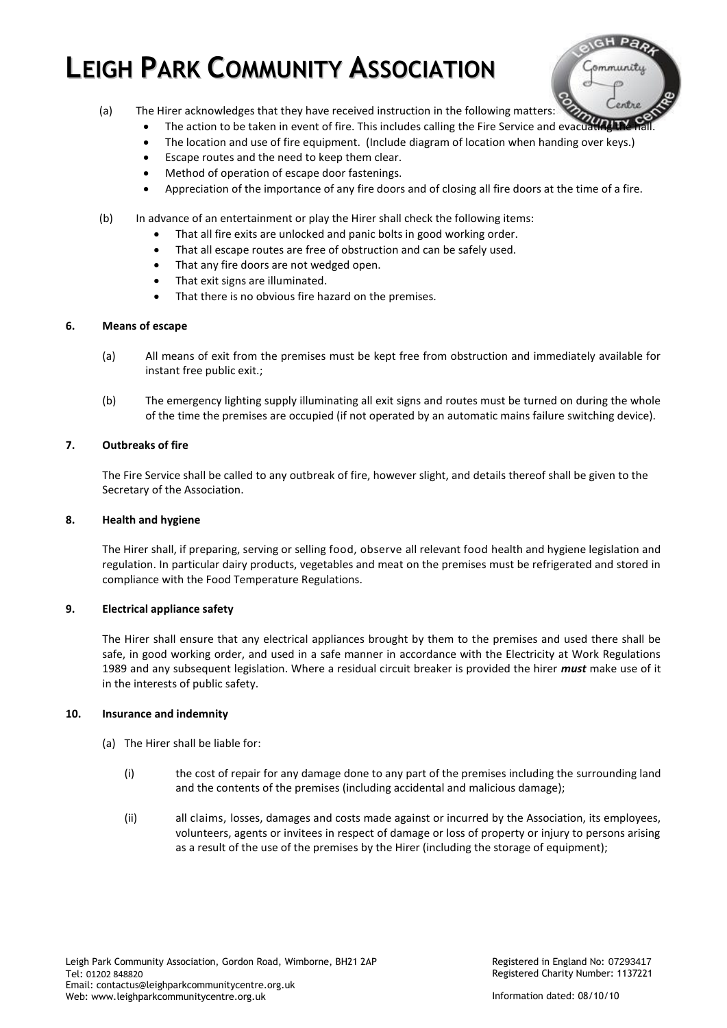(a) The Hirer acknowledges that they have received instruction in the following matters:

- The action to be taken in event of fire. This includes calling the Fire Service and evacuating the hall.
- The location and use of fire equipment. (Include diagram of location when handing over keys.)
- Escape routes and the need to keep them clear.
- Method of operation of escape door fastenings.
- Appreciation of the importance of any fire doors and of closing all fire doors at the time of a fire.

(b) In advance of an entertainment or play the Hirer shall check the following items:

- That all fire exits are unlocked and panic bolts in good working order.
- That all escape routes are free of obstruction and can be safely used.
- That any fire doors are not wedged open.
- That exit signs are illuminated.
- That there is no obvious fire hazard on the premises.

**6. Means of escape**

(a) All means of exit from the premises must be kept free from obstruction and immediately available for instant free public exit.;

(b) The emergency lighting supply illuminating all exit signs and routes must be turned on during the whole of the time the premises are occupied (if not operated by an automatic mains failure switching device).

**7. Outbreaks of fire**

The Fire Service shall be called to any outbreak of fire, however slight, and details thereof shall be given to the Secretary of the Association.

**8. Health and hygiene**

The Hirer shall, if preparing, serving or selling food, observe all relevant food health and hygiene legislation and regulation. In particular dairy products, vegetables and meat on the premises must be refrigerated and stored in compliance with the Food Temperature Regulations.

**9. Electrical appliance safety**

The Hirer shall ensure that any electrical appliances brought by them to the premises and used there shall be safe, in good working order, and used in a safe manner in accordance with the Electricity at Work Regulations 1989 and any subsequent legislation. Where a residual circuit breaker is provided the hirer ***must*** make use of it in the interests of public safety.

**10. Insurance and indemnity**

(a) The Hirer shall be liable for:

(i) the cost of repair for any damage done to any part of the premises including the surrounding land and the contents of the premises (including accidental and malicious damage);

(ii) all claims, losses, damages and costs made against or incurred by the Association, its employees, volunteers, agents or invitees in respect of damage or loss of property or injury to persons arising as a result of the use of the premises by the Hirer (including the storage of equipment);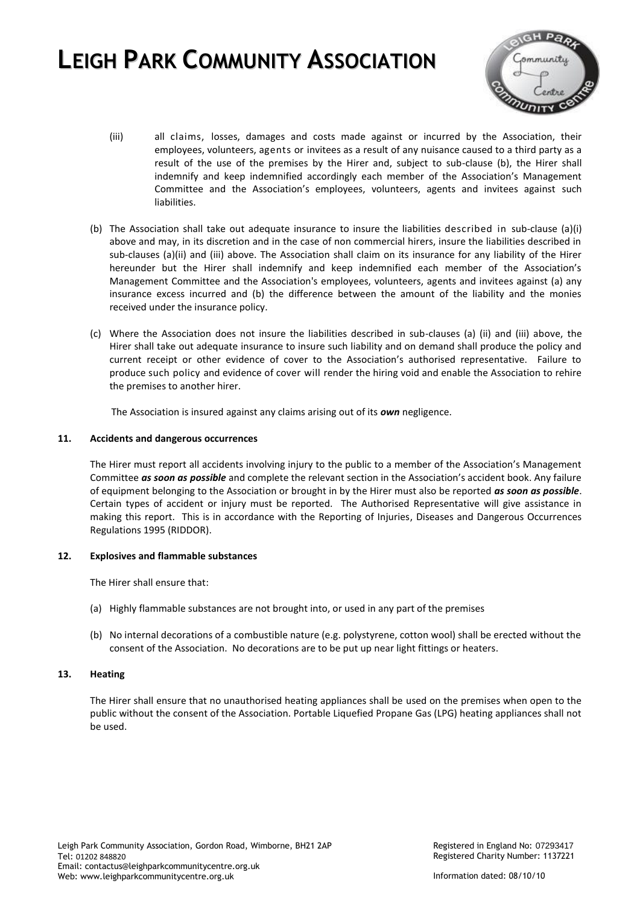(iii) all claims, losses, damages and costs made against or incurred by the Association, their employees, volunteers, agents or invitees as a result of any nuisance caused to a third party as a result of the use of the premises by the Hirer and, subject to sub-clause (b), the Hirer shall indemnify and keep indemnified accordingly each member of the Association's Management Committee and the Association's employees, volunteers, agents and invitees against such liabilities.

(b) The Association shall take out adequate insurance to insure the liabilities described in sub-clause (a)(i) above and may, in its discretion and in the case of non commercial hirers, insure the liabilities described in sub-clauses (a)(ii) and (iii) above. The Association shall claim on its insurance for any liability of the Hirer hereunder but the Hirer shall indemnify and keep indemnified each member of the Association's Management Committee and the Association's employees, volunteers, agents and invitees against (a) any insurance excess incurred and (b) the difference between the amount of the liability and the monies received under the insurance policy.

(c) Where the Association does not insure the liabilities described in sub-clauses (a) (ii) and (iii) above, the Hirer shall take out adequate insurance to insure such liability and on demand shall produce the policy and current receipt or other evidence of cover to the Association's authorised representative. Failure to produce such policy and evidence of cover will render the hiring void and enable the Association to rehire the premises to another hirer.

The Association is insured against any claims arising out of its ***own*** negligence.

**11. Accidents and dangerous occurrences**

The Hirer must report all accidents involving injury to the public to a member of the Association's Management Committee ***as soon as possible*** and complete the relevant section in the Association's accident book. Any failure of equipment belonging to the Association or brought in by the Hirer must also be reported ***as soon as possible***. Certain types of accident or injury must be reported. The Authorised Representative will give assistance in making this report. This is in accordance with the Reporting of Injuries, Diseases and Dangerous Occurrences Regulations 1995 (RIDDOR).

**12. Explosives and flammable substances**

The Hirer shall ensure that:

(a) Highly flammable substances are not brought into, or used in any part of the premises

(b) No internal decorations of a combustible nature (e.g. polystyrene, cotton wool) shall be erected without the consent of the Association. No decorations are to be put up near light fittings or heaters.

**13. Heating**

The Hirer shall ensure that no unauthorised heating appliances shall be used on the premises when open to the public without the consent of the Association. Portable Liquefied Propane Gas (LPG) heating appliances shall not be used.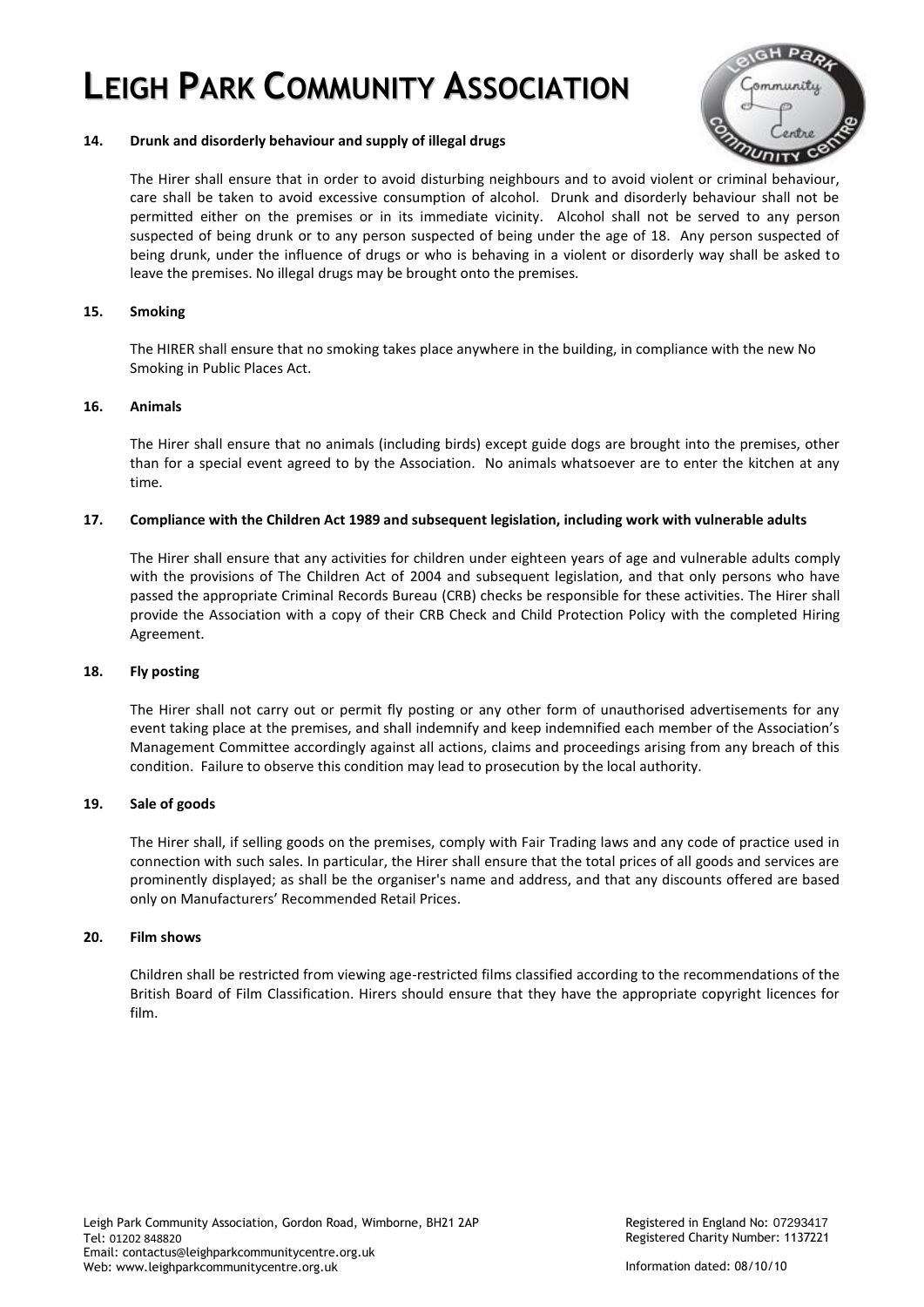# LEIGH PARK COMMUNITY ASSOCIATION

**14. Drunk and disorderly behaviour and supply of illegal drugs**

The Hirer shall ensure that in order to avoid disturbing neighbours and to avoid violent or criminal behaviour, care shall be taken to avoid excessive consumption of alcohol. Drunk and disorderly behaviour shall not be permitted either on the premises or in its immediate vicinity. Alcohol shall not be served to any person suspected of being drunk or to any person suspected of being under the age of 18. Any person suspected of being drunk, under the influence of drugs or who is behaving in a violent or disorderly way shall be asked to leave the premises. No illegal drugs may be brought onto the premises.

**15. Smoking**

The HIRER shall ensure that no smoking takes place anywhere in the building, in compliance with the new No Smoking in Public Places Act.

**16. Animals**

The Hirer shall ensure that no animals (including birds) except guide dogs are brought into the premises, other than for a special event agreed to by the Association. No animals whatsoever are to enter the kitchen at any time.

**17. Compliance with the Children Act 1989 and subsequent legislation, including work with vulnerable adults**

The Hirer shall ensure that any activities for children under eighteen years of age and vulnerable adults comply with the provisions of The Children Act of 2004 and subsequent legislation, and that only persons who have passed the appropriate Criminal Records Bureau (CRB) checks be responsible for these activities. The Hirer shall provide the Association with a copy of their CRB Check and Child Protection Policy with the completed Hiring Agreement.

**18. Fly posting**

The Hirer shall not carry out or permit fly posting or any other form of unauthorised advertisements for any event taking place at the premises, and shall indemnify and keep indemnified each member of the Association's Management Committee accordingly against all actions, claims and proceedings arising from any breach of this condition. Failure to observe this condition may lead to prosecution by the local authority.

**19. Sale of goods**

The Hirer shall, if selling goods on the premises, comply with Fair Trading laws and any code of practice used in connection with such sales. In particular, the Hirer shall ensure that the total prices of all goods and services are prominently displayed; as shall be the organiser's name and address, and that any discounts offered are based only on Manufacturers' Recommended Retail Prices.

**20. Film shows**

Children shall be restricted from viewing age-restricted films classified according to the recommendations of the British Board of Film Classification. Hirers should ensure that they have the appropriate copyright licences for film.

Leigh Park Community Association, Gordon Road, Wimborne, BH21 2AP
Tel: 01202 848820
Email: contactus@leighparkcommunitycentre.org.uk
Web: www.leighparkcommunitycentre.org.uk

Registered in England No: 07293417
Registered Charity Number: 1137221

Information dated: 08/10/10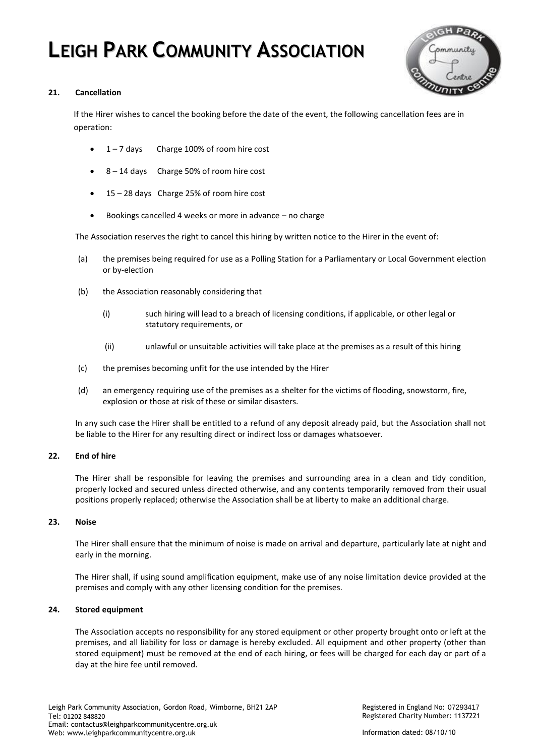**21. Cancellation**

If the Hirer wishes to cancel the booking before the date of the event, the following cancellation fees are in operation:

- 1 – 7 days Charge 100% of room hire cost
- 8 – 14 days Charge 50% of room hire cost
- 15 – 28 days Charge 25% of room hire cost
- Bookings cancelled 4 weeks or more in advance – no charge

The Association reserves the right to cancel this hiring by written notice to the Hirer in the event of:

(a) the premises being required for use as a Polling Station for a Parliamentary or Local Government election or by-election

(b) the Association reasonably considering that

(i) such hiring will lead to a breach of licensing conditions, if applicable, or other legal or statutory requirements, or

(ii) unlawful or unsuitable activities will take place at the premises as a result of this hiring

(c) the premises becoming unfit for the use intended by the Hirer

(d) an emergency requiring use of the premises as a shelter for the victims of flooding, snowstorm, fire, explosion or those at risk of these or similar disasters.

In any such case the Hirer shall be entitled to a refund of any deposit already paid, but the Association shall not be liable to the Hirer for any resulting direct or indirect loss or damages whatsoever.

**22. End of hire**

The Hirer shall be responsible for leaving the premises and surrounding area in a clean and tidy condition, properly locked and secured unless directed otherwise, and any contents temporarily removed from their usual positions properly replaced; otherwise the Association shall be at liberty to make an additional charge.

**23. Noise**

The Hirer shall ensure that the minimum of noise is made on arrival and departure, particularly late at night and early in the morning.

The Hirer shall, if using sound amplification equipment, make use of any noise limitation device provided at the premises and comply with any other licensing condition for the premises.

**24. Stored equipment**

The Association accepts no responsibility for any stored equipment or other property brought onto or left at the premises, and all liability for loss or damage is hereby excluded. All equipment and other property (other than stored equipment) must be removed at the end of each hiring, or fees will be charged for each day or part of a day at the hire fee until removed.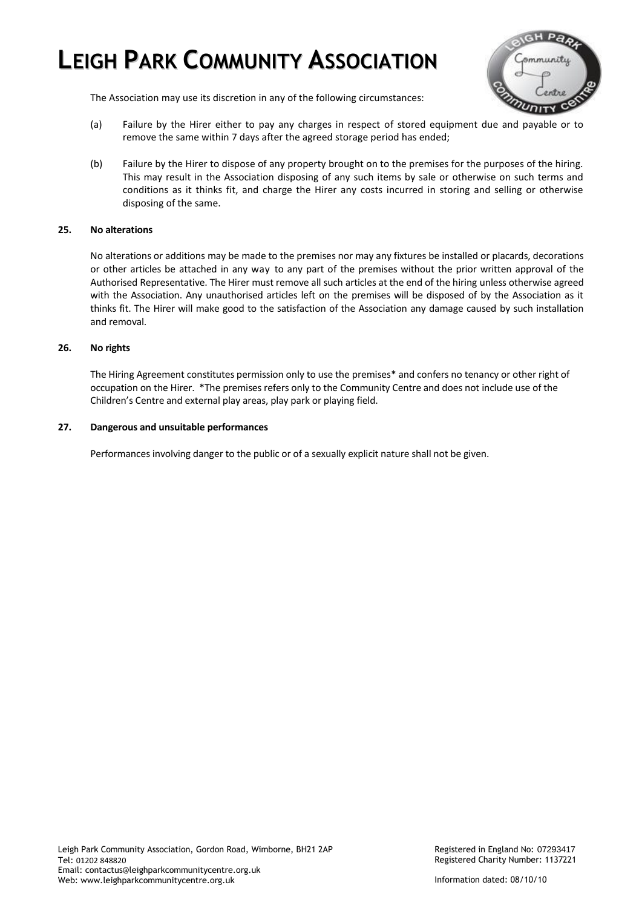The Association may use its discretion in any of the following circumstances:

(a) Failure by the Hirer either to pay any charges in respect of stored equipment due and payable or to remove the same within 7 days after the agreed storage period has ended;

(b) Failure by the Hirer to dispose of any property brought on to the premises for the purposes of the hiring. This may result in the Association disposing of any such items by sale or otherwise on such terms and conditions as it thinks fit, and charge the Hirer any costs incurred in storing and selling or otherwise disposing of the same.

**25. No alterations**

No alterations or additions may be made to the premises nor may any fixtures be installed or placards, decorations or other articles be attached in any way to any part of the premises without the prior written approval of the Authorised Representative. The Hirer must remove all such articles at the end of the hiring unless otherwise agreed with the Association. Any unauthorised articles left on the premises will be disposed of by the Association as it thinks fit. The Hirer will make good to the satisfaction of the Association any damage caused by such installation and removal.

**26. No rights**

The Hiring Agreement constitutes permission only to use the premises* and confers no tenancy or other right of occupation on the Hirer. *The premises refers only to the Community Centre and does not include use of the Children's Centre and external play areas, play park or playing field.

**27. Dangerous and unsuitable performances**

Performances involving danger to the public or of a sexually explicit nature shall not be given.